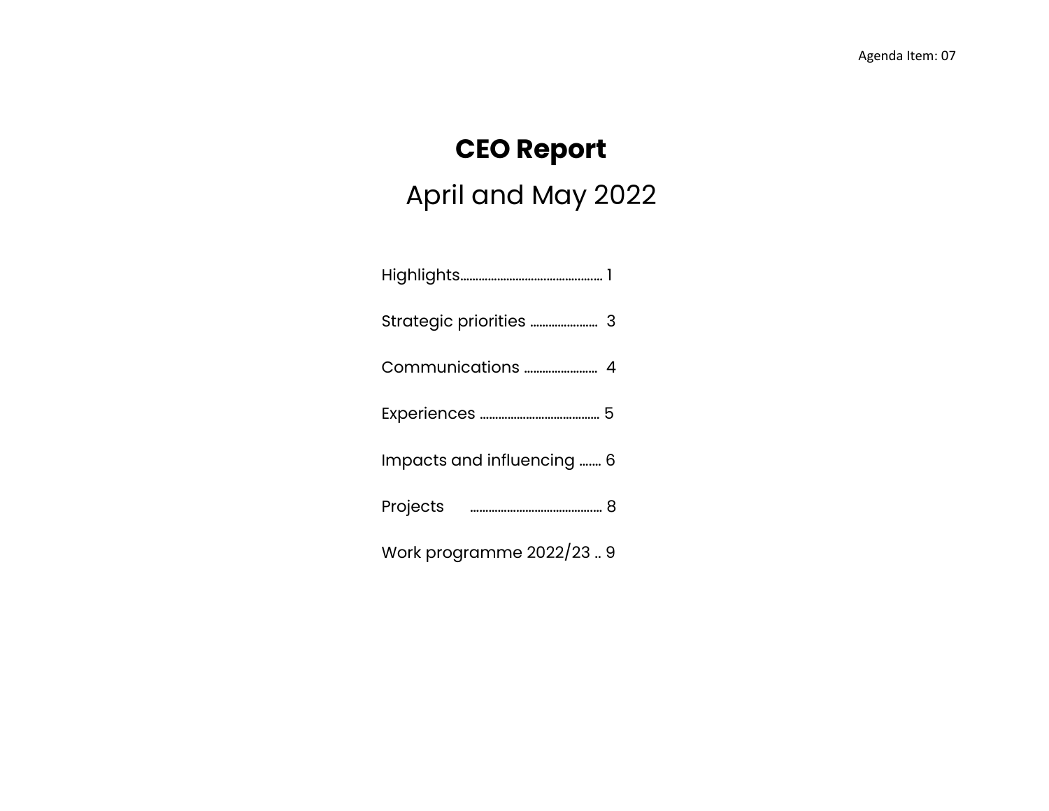Agenda Item: 07

# CEO Report

## April and May 2022

Highlights................................................ 1

Strategic priorities ....................... 3

Communications ......................... 4

Experiences ........................................ 5

Impacts and influencing ....... 6

Projects ............................................ 8

Work programme 2022/23 .. 9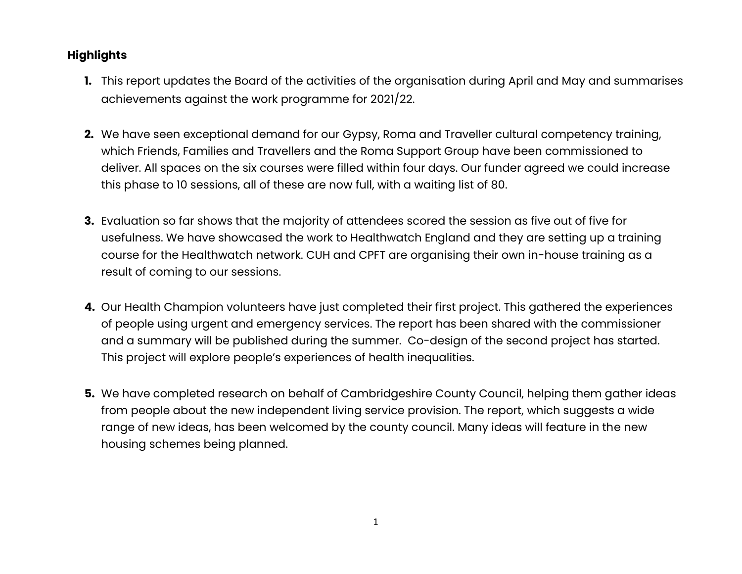**Highlights**

1. This report updates the Board of the activities of the organisation during April and May and summarises achievements against the work programme for 2021/22.

2. We have seen exceptional demand for our Gypsy, Roma and Traveller cultural competency training, which Friends, Families and Travellers and the Roma Support Group have been commissioned to deliver. All spaces on the six courses were filled within four days. Our funder agreed we could increase this phase to 10 sessions, all of these are now full, with a waiting list of 80.

3. Evaluation so far shows that the majority of attendees scored the session as five out of five for usefulness. We have showcased the work to Healthwatch England and they are setting up a training course for the Healthwatch network. CUH and CPFT are organising their own in-house training as a result of coming to our sessions.

4. Our Health Champion volunteers have just completed their first project. This gathered the experiences of people using urgent and emergency services. The report has been shared with the commissioner and a summary will be published during the summer. Co-design of the second project has started. This project will explore people's experiences of health inequalities.

5. We have completed research on behalf of Cambridgeshire County Council, helping them gather ideas from people about the new independent living service provision. The report, which suggests a wide range of new ideas, has been welcomed by the county council. Many ideas will feature in the new housing schemes being planned.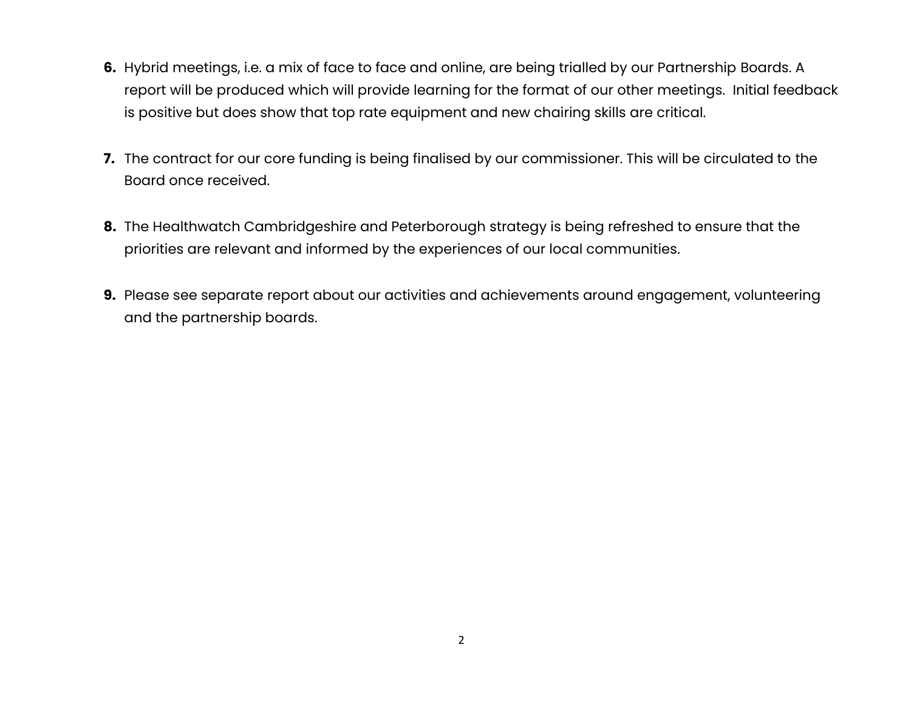**6.** Hybrid meetings, i.e. a mix of face to face and online, are being trialled by our Partnership Boards. A report will be produced which will provide learning for the format of our other meetings. Initial feedback is positive but does show that top rate equipment and new chairing skills are critical.

**7.** The contract for our core funding is being finalised by our commissioner. This will be circulated to the Board once received.

**8.** The Healthwatch Cambridgeshire and Peterborough strategy is being refreshed to ensure that the priorities are relevant and informed by the experiences of our local communities.

**9.** Please see separate report about our activities and achievements around engagement, volunteering and the partnership boards.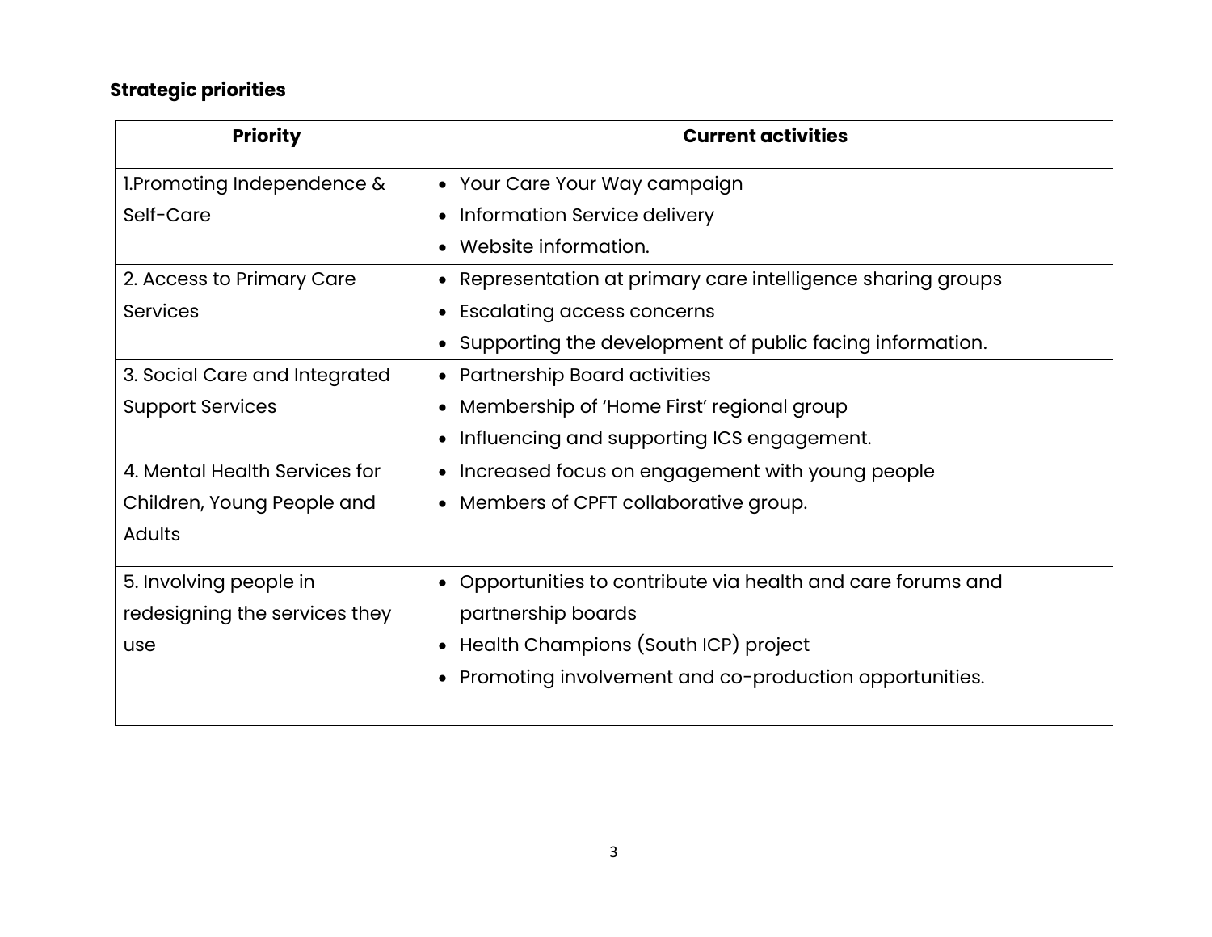**Strategic priorities**

| Priority | Current activities |
| --- | --- |
| 1.Promoting Independence & Self-Care | • Your Care Your Way campaign<br>• Information Service delivery<br>• Website information. |
| 2. Access to Primary Care Services | • Representation at primary care intelligence sharing groups<br>• Escalating access concerns<br>• Supporting the development of public facing information. |
| 3. Social Care and Integrated Support Services | • Partnership Board activities<br>• Membership of 'Home First' regional group<br>• Influencing and supporting ICS engagement. |
| 4. Mental Health Services for Children, Young People and Adults | • Increased focus on engagement with young people<br>• Members of CPFT collaborative group. |
| 5. Involving people in redesigning the services they use | • Opportunities to contribute via health and care forums and partnership boards<br>• Health Champions (South ICP) project<br>• Promoting involvement and co-production opportunities. |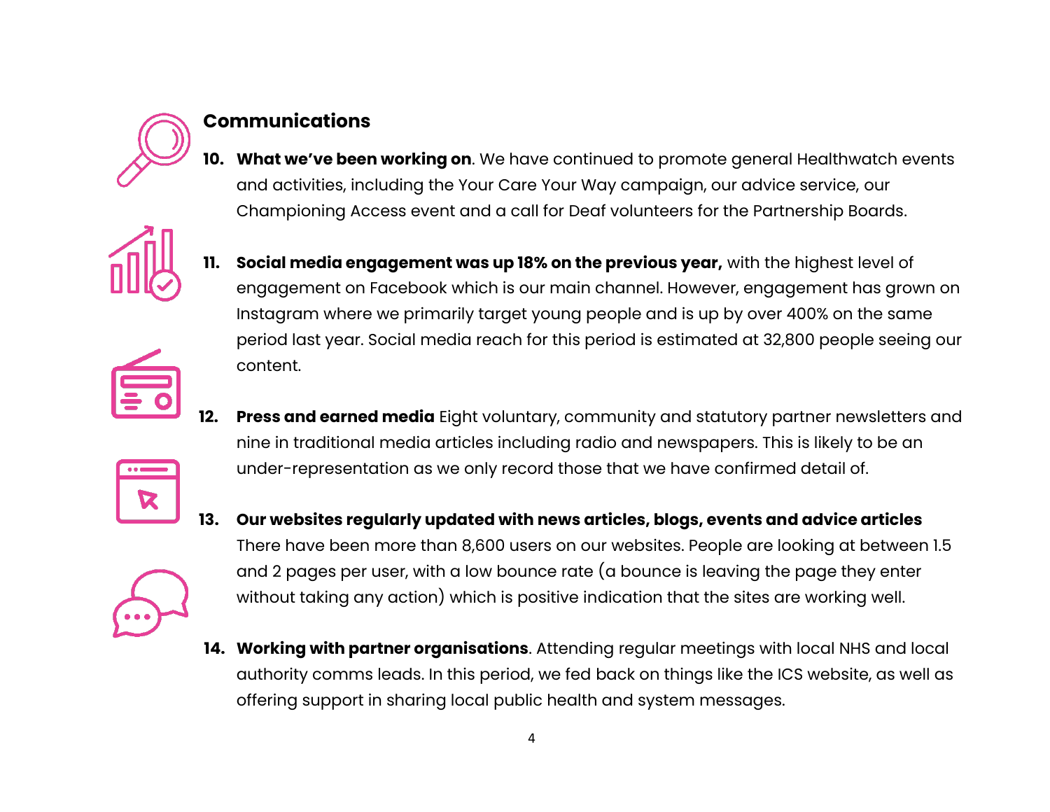## Communications

10. **What we've been working on**. We have continued to promote general Healthwatch events and activities, including the Your Care Your Way campaign, our advice service, our Championing Access event and a call for Deaf volunteers for the Partnership Boards.

11. **Social media engagement was up 18% on the previous year,** with the highest level of engagement on Facebook which is our main channel. However, engagement has grown on Instagram where we primarily target young people and is up by over 400% on the same period last year. Social media reach for this period is estimated at 32,800 people seeing our content.

12. **Press and earned media** Eight voluntary, community and statutory partner newsletters and nine in traditional media articles including radio and newspapers. This is likely to be an under-representation as we only record those that we have confirmed detail of.

13. **Our websites regularly updated with news articles, blogs, events and advice articles** There have been more than 8,600 users on our websites. People are looking at between 1.5 and 2 pages per user, with a low bounce rate (a bounce is leaving the page they enter without taking any action) which is positive indication that the sites are working well.

14. **Working with partner organisations**. Attending regular meetings with local NHS and local authority comms leads. In this period, we fed back on things like the ICS website, as well as offering support in sharing local public health and system messages.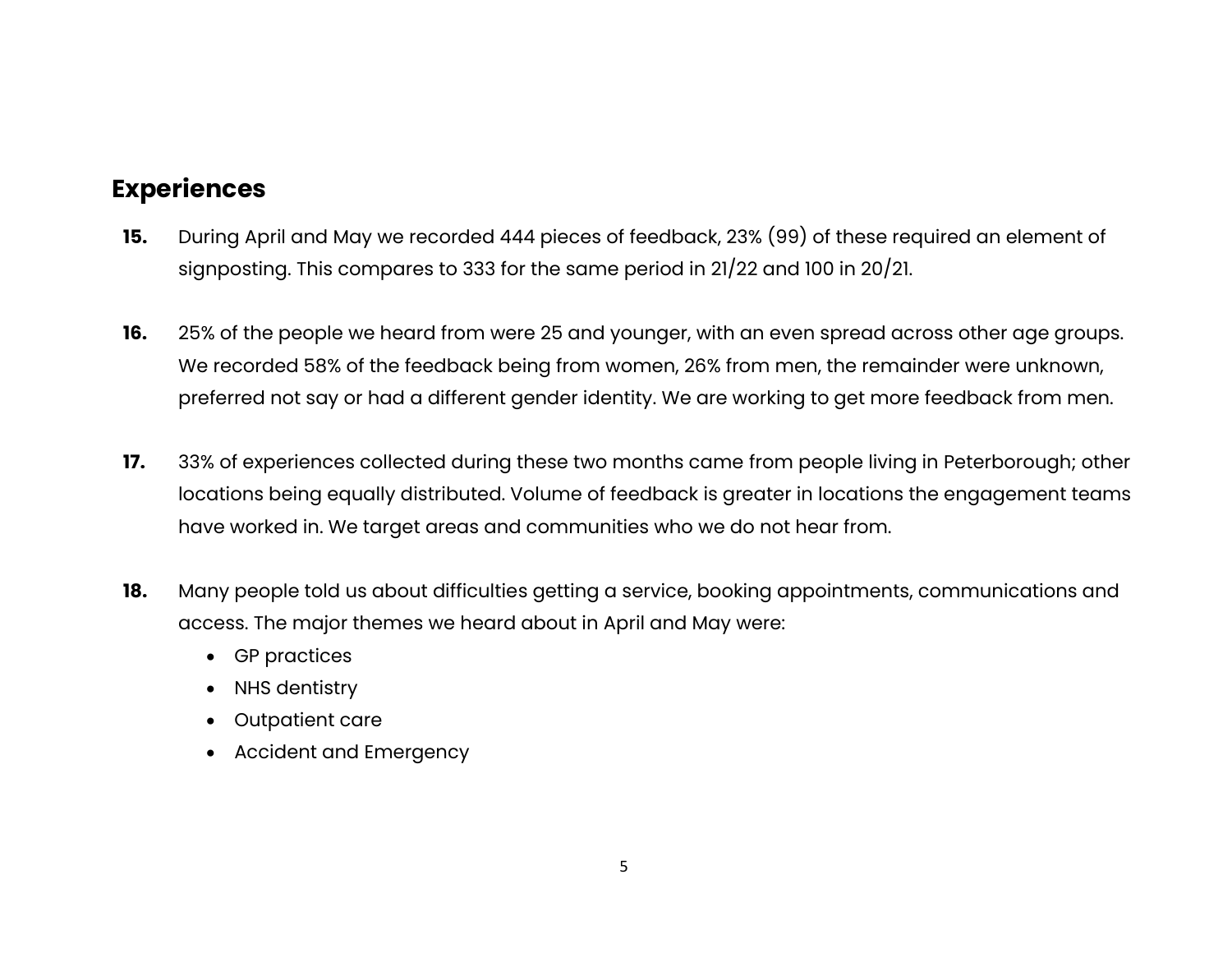## Experiences

**15.** During April and May we recorded 444 pieces of feedback, 23% (99) of these required an element of signposting. This compares to 333 for the same period in 21/22 and 100 in 20/21.

**16.** 25% of the people we heard from were 25 and younger, with an even spread across other age groups. We recorded 58% of the feedback being from women, 26% from men, the remainder were unknown, preferred not say or had a different gender identity. We are working to get more feedback from men.

**17.** 33% of experiences collected during these two months came from people living in Peterborough; other locations being equally distributed. Volume of feedback is greater in locations the engagement teams have worked in. We target areas and communities who we do not hear from.

**18.** Many people told us about difficulties getting a service, booking appointments, communications and access. The major themes we heard about in April and May were:

- GP practices
- NHS dentistry
- Outpatient care
- Accident and Emergency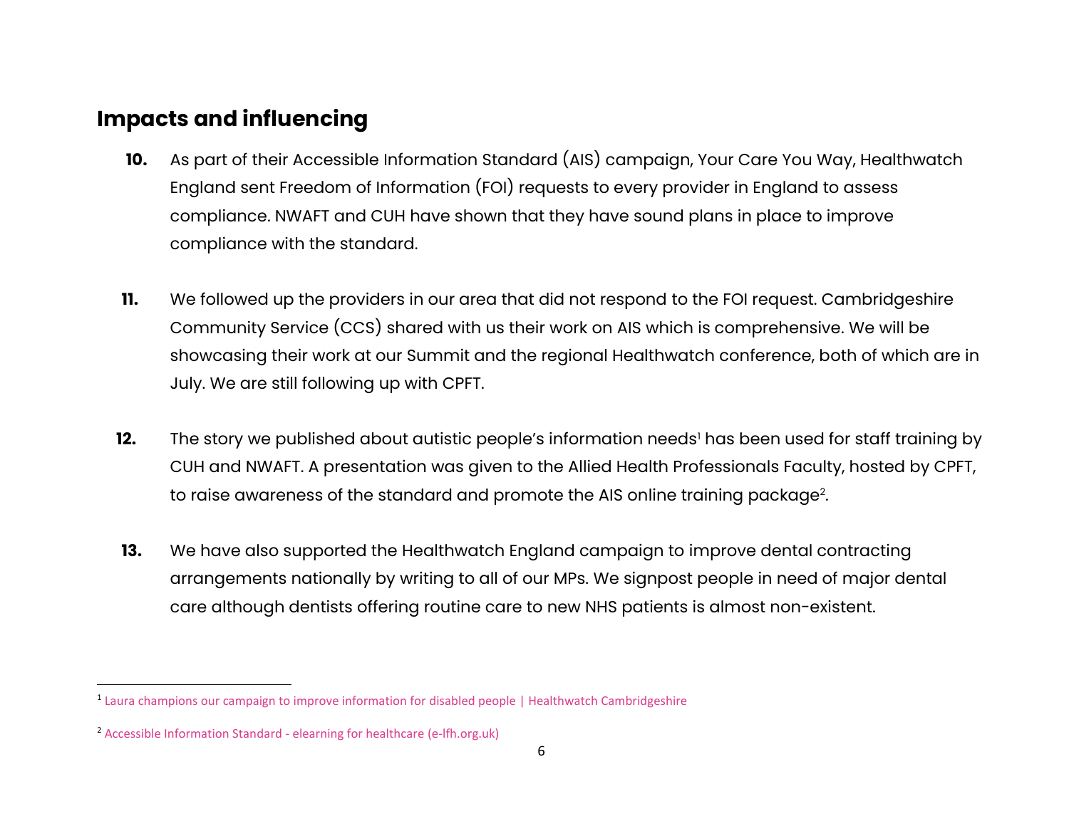## Impacts and influencing

10. As part of their Accessible Information Standard (AIS) campaign, Your Care You Way, Healthwatch England sent Freedom of Information (FOI) requests to every provider in England to assess compliance. NWAFT and CUH have shown that they have sound plans in place to improve compliance with the standard.

11. We followed up the providers in our area that did not respond to the FOI request. Cambridgeshire Community Service (CCS) shared with us their work on AIS which is comprehensive. We will be showcasing their work at our Summit and the regional Healthwatch conference, both of which are in July. We are still following up with CPFT.

12. The story we published about autistic people's information needs[1] has been used for staff training by CUH and NWAFT. A presentation was given to the Allied Health Professionals Faculty, hosted by CPFT, to raise awareness of the standard and promote the AIS online training package[2].

13. We have also supported the Healthwatch England campaign to improve dental contracting arrangements nationally by writing to all of our MPs. We signpost people in need of major dental care although dentists offering routine care to new NHS patients is almost non-existent.

---

[1] Laura champions our campaign to improve information for disabled people | Healthwatch Cambridgeshire

[2] Accessible Information Standard - elearning for healthcare (e-lfh.org.uk)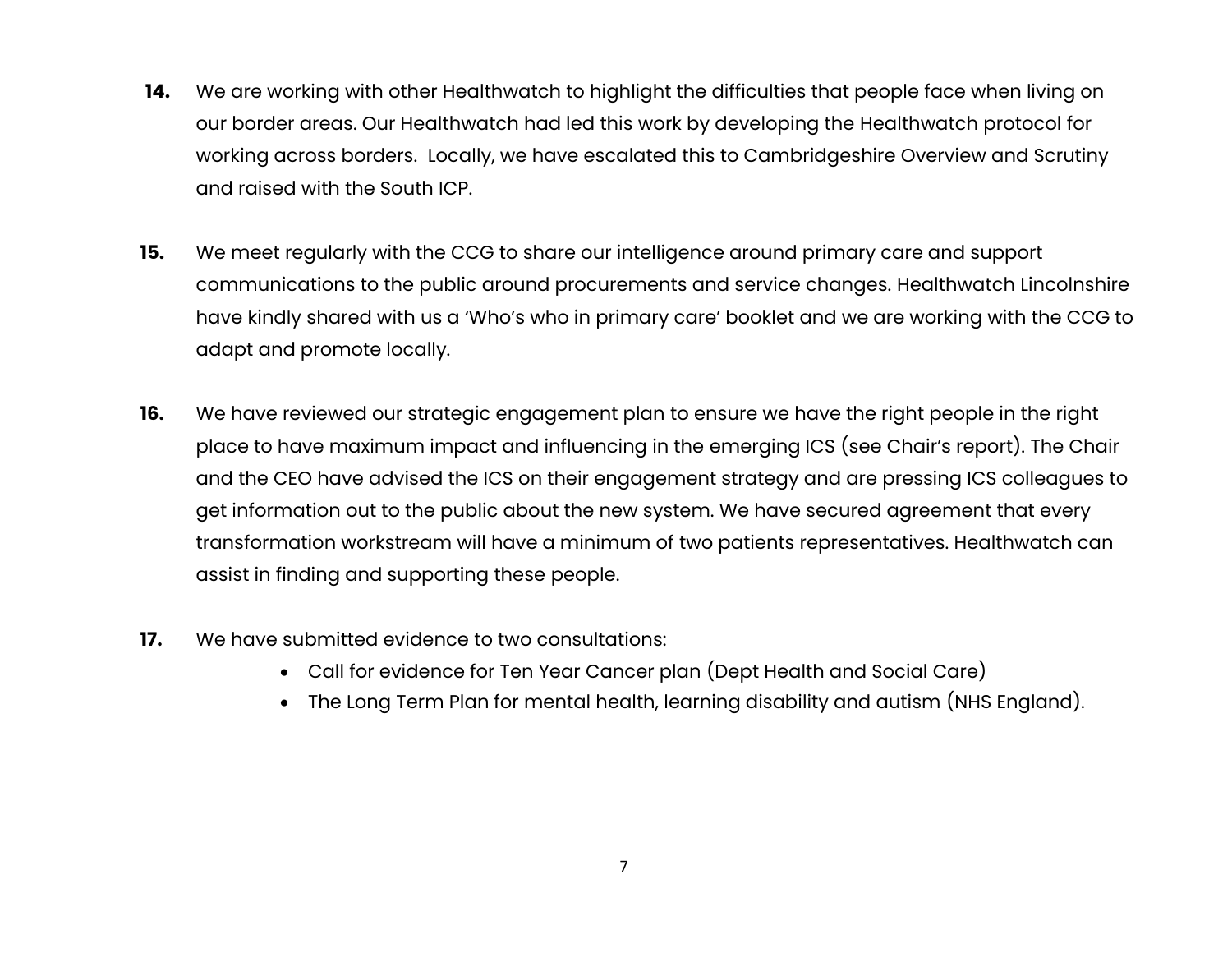**14.** We are working with other Healthwatch to highlight the difficulties that people face when living on our border areas. Our Healthwatch had led this work by developing the Healthwatch protocol for working across borders. Locally, we have escalated this to Cambridgeshire Overview and Scrutiny and raised with the South ICP.

**15.** We meet regularly with the CCG to share our intelligence around primary care and support communications to the public around procurements and service changes. Healthwatch Lincolnshire have kindly shared with us a 'Who's who in primary care' booklet and we are working with the CCG to adapt and promote locally.

**16.** We have reviewed our strategic engagement plan to ensure we have the right people in the right place to have maximum impact and influencing in the emerging ICS (see Chair's report). The Chair and the CEO have advised the ICS on their engagement strategy and are pressing ICS colleagues to get information out to the public about the new system. We have secured agreement that every transformation workstream will have a minimum of two patients representatives. Healthwatch can assist in finding and supporting these people.

**17.** We have submitted evidence to two consultations:

- Call for evidence for Ten Year Cancer plan (Dept Health and Social Care)
- The Long Term Plan for mental health, learning disability and autism (NHS England).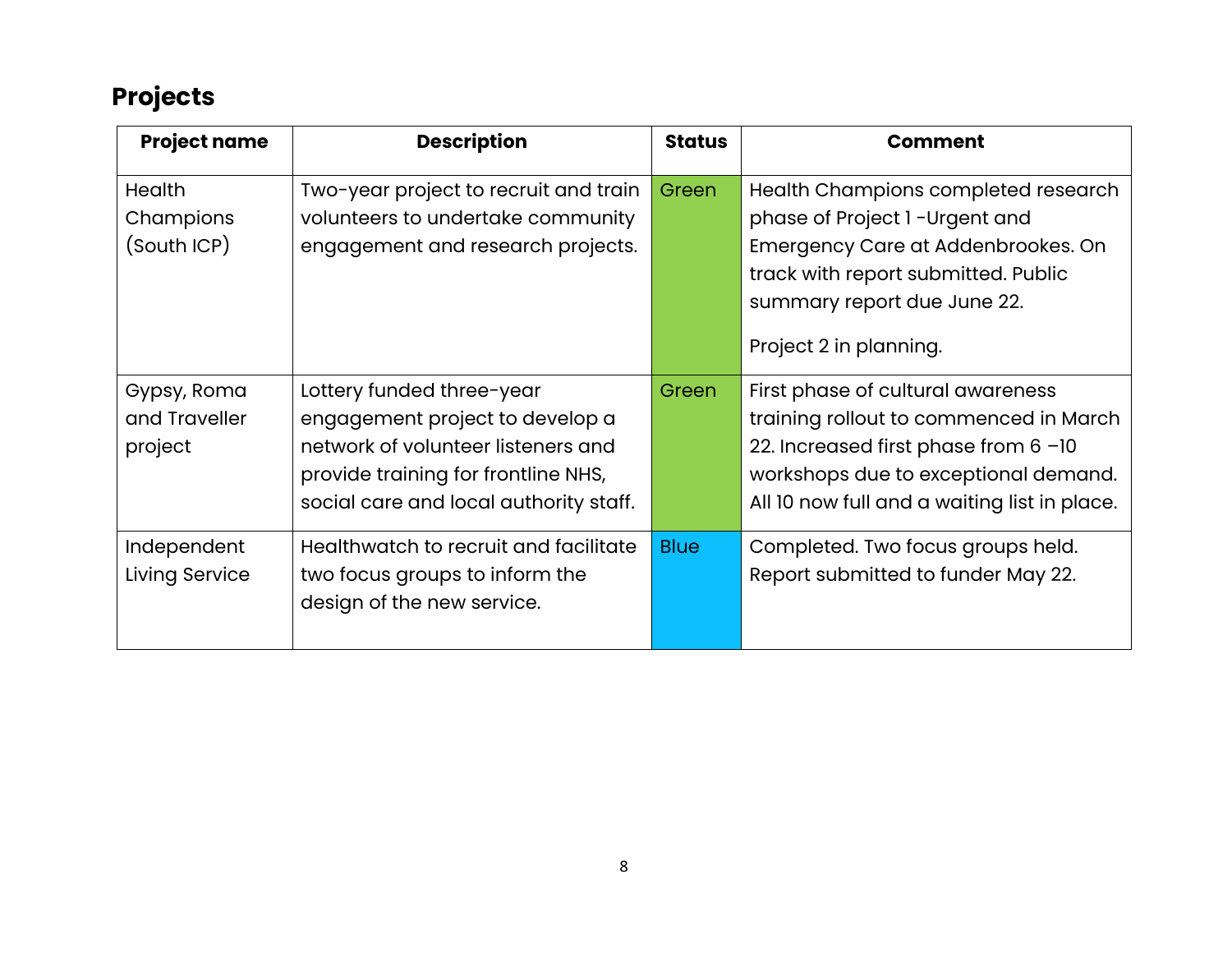## Projects

| Project name | Description | Status | Comment |
|---|---|---|---|
| Health Champions (South ICP) | Two-year project to recruit and train volunteers to undertake community engagement and research projects. | Green | Health Champions completed research phase of Project 1 -Urgent and Emergency Care at Addenbrookes. On track with report submitted. Public summary report due June 22.<br><br>Project 2 in planning. |
| Gypsy, Roma and Traveller project | Lottery funded three-year engagement project to develop a network of volunteer listeners and provide training for frontline NHS, social care and local authority staff. | Green | First phase of cultural awareness training rollout to commenced in March 22. Increased first phase from 6 –10 workshops due to exceptional demand. All 10 now full and a waiting list in place. |
| Independent Living Service | Healthwatch to recruit and facilitate two focus groups to inform the design of the new service. | Blue | Completed. Two focus groups held. Report submitted to funder May 22. |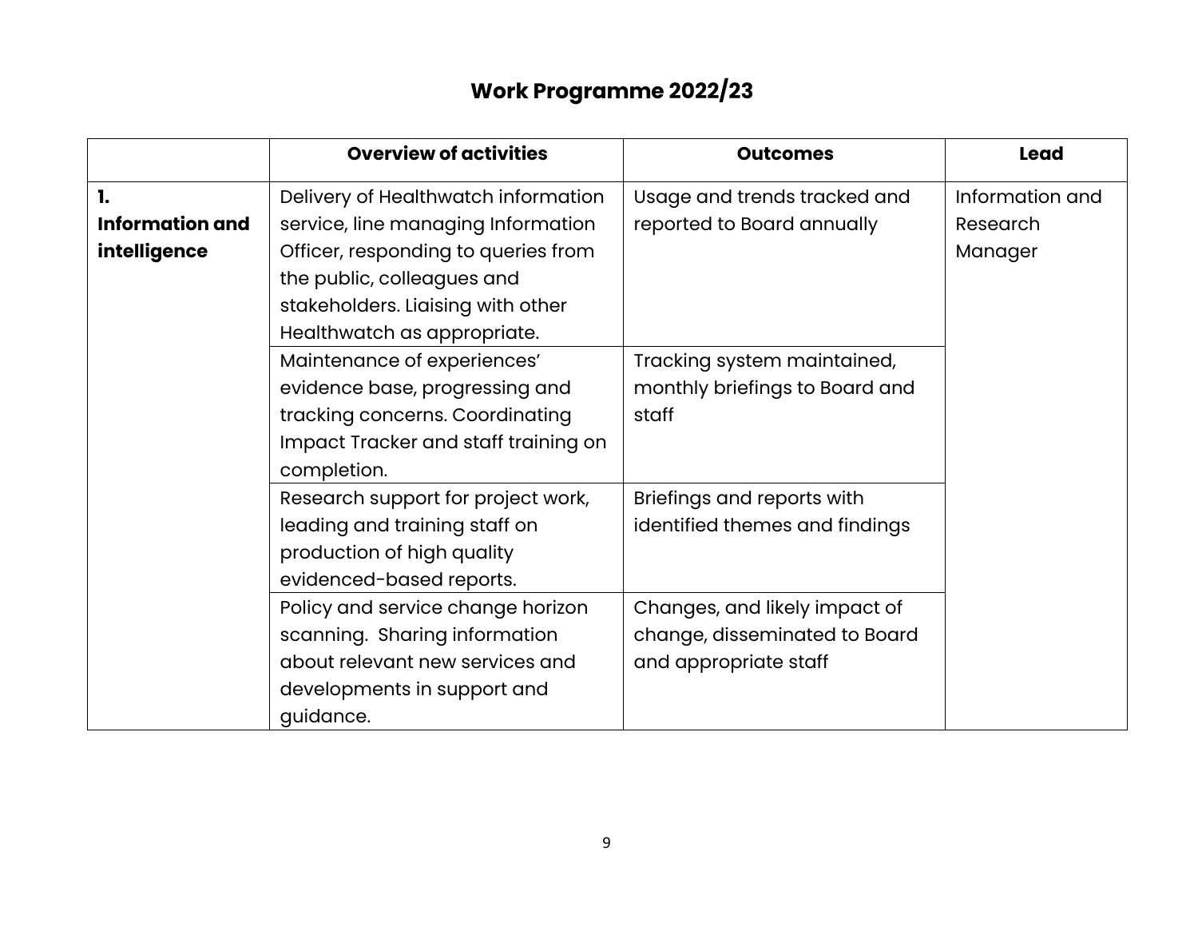# Work Programme 2022/23

| | Overview of activities | Outcomes | Lead |
|---|---|---|---|
| **1. Information and intelligence** | Delivery of Healthwatch information service, line managing Information Officer, responding to queries from the public, colleagues and stakeholders. Liaising with other Healthwatch as appropriate. | Usage and trends tracked and reported to Board annually | Information and Research Manager |
| | Maintenance of experiences' evidence base, progressing and tracking concerns. Coordinating Impact Tracker and staff training on completion. | Tracking system maintained, monthly briefings to Board and staff | |
| | Research support for project work, leading and training staff on production of high quality evidenced-based reports. | Briefings and reports with identified themes and findings | |
| | Policy and service change horizon scanning. Sharing information about relevant new services and developments in support and guidance. | Changes, and likely impact of change, disseminated to Board and appropriate staff | |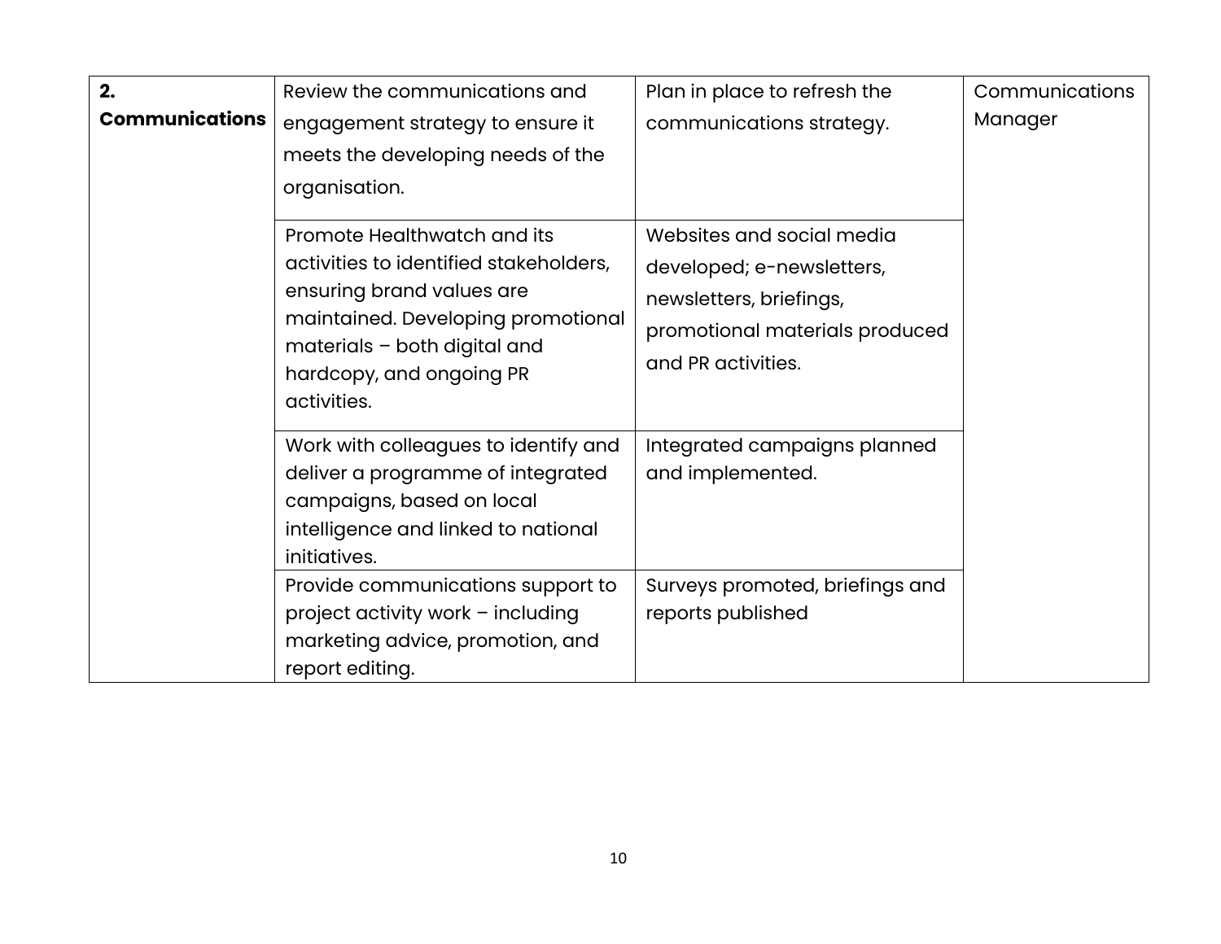| | | | |
|---|---|---|---|
| **2. Communications** | Review the communications and engagement strategy to ensure it meets the developing needs of the organisation. | Plan in place to refresh the communications strategy. | Communications Manager |
| | Promote Healthwatch and its activities to identified stakeholders, ensuring brand values are maintained. Developing promotional materials – both digital and hardcopy, and ongoing PR activities. | Websites and social media developed; e-newsletters, newsletters, briefings, promotional materials produced and PR activities. | |
| | Work with colleagues to identify and deliver a programme of integrated campaigns, based on local intelligence and linked to national initiatives. | Integrated campaigns planned and implemented. | |
| | Provide communications support to project activity work – including marketing advice, promotion, and report editing. | Surveys promoted, briefings and reports published | |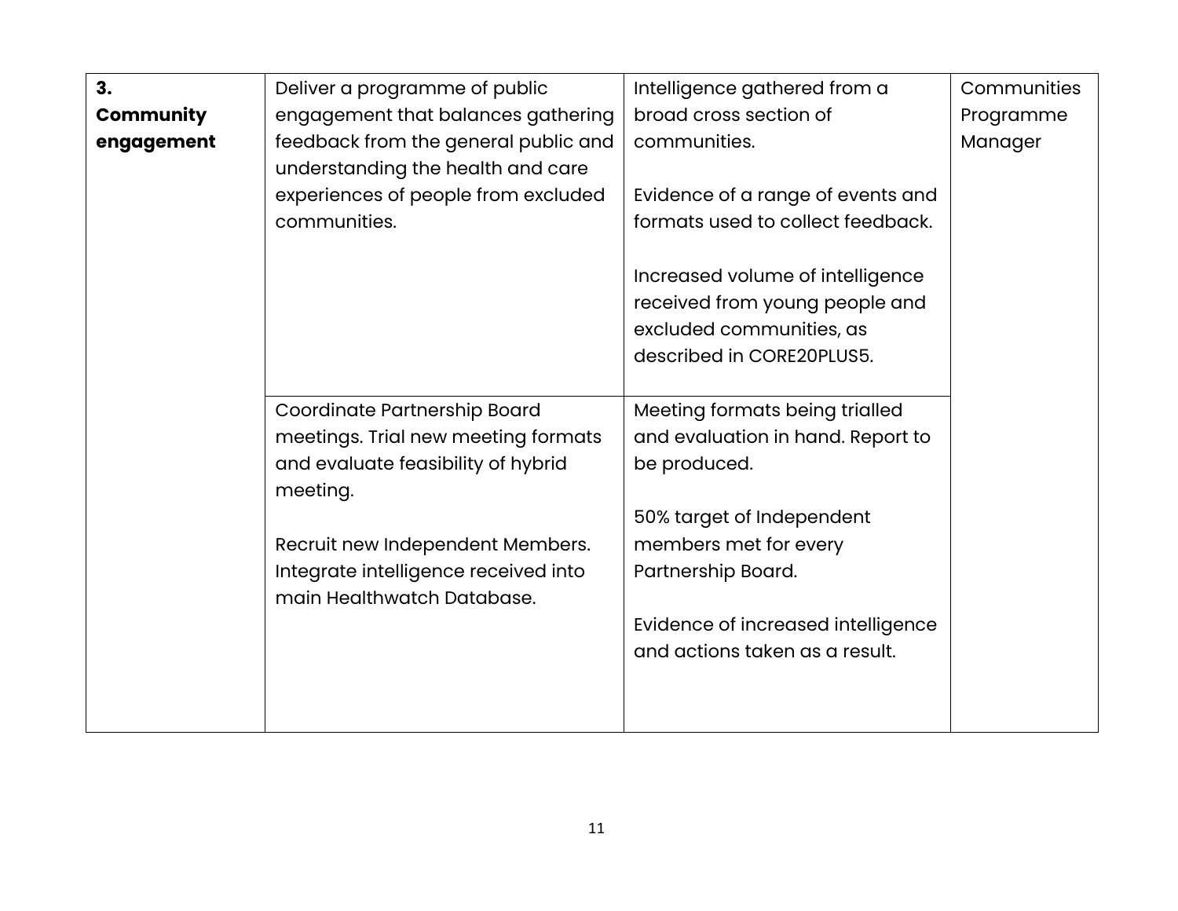| | | | |
|---|---|---|---|
| **3. Community engagement** | Deliver a programme of public engagement that balances gathering feedback from the general public and understanding the health and care experiences of people from excluded communities. | Intelligence gathered from a broad cross section of communities.<br><br>Evidence of a range of events and formats used to collect feedback.<br><br>Increased volume of intelligence received from young people and excluded communities, as described in CORE20PLUS5. | Communities Programme Manager |
| | Coordinate Partnership Board meetings. Trial new meeting formats and evaluate feasibility of hybrid meeting.<br><br>Recruit new Independent Members. Integrate intelligence received into main Healthwatch Database. | Meeting formats being trialled and evaluation in hand. Report to be produced.<br><br>50% target of Independent members met for every Partnership Board.<br><br>Evidence of increased intelligence and actions taken as a result. | |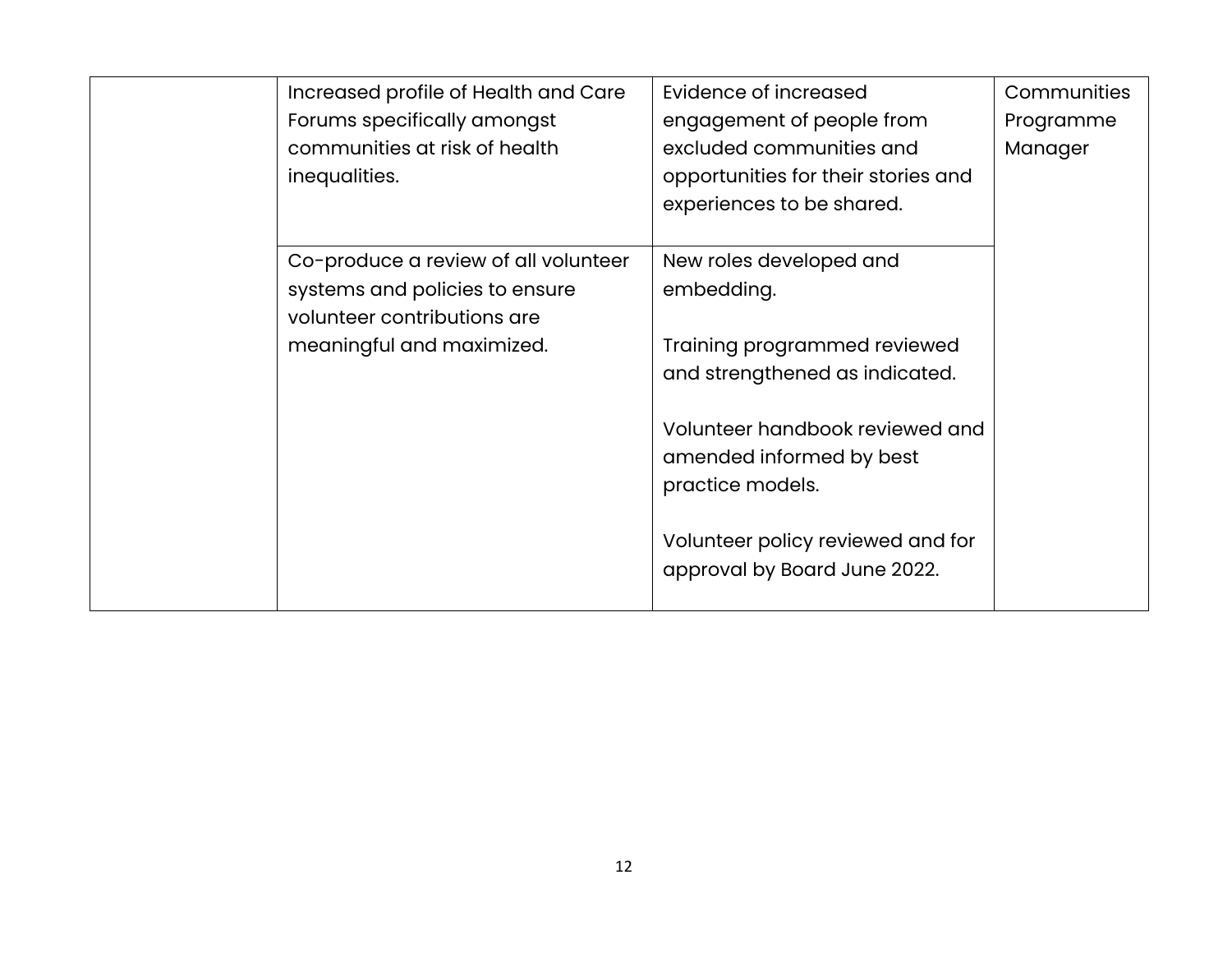|  |  |  |  |
|---|---|---|---|
|  | Increased profile of Health and Care Forums specifically amongst communities at risk of health inequalities. | Evidence of increased engagement of people from excluded communities and opportunities for their stories and experiences to be shared. | Communities Programme Manager |
|  | Co-produce a review of all volunteer systems and policies to ensure volunteer contributions are meaningful and maximized. | New roles developed and embedding.<br><br>Training programmed reviewed and strengthened as indicated.<br><br>Volunteer handbook reviewed and amended informed by best practice models.<br><br>Volunteer policy reviewed and for approval by Board June 2022. |  |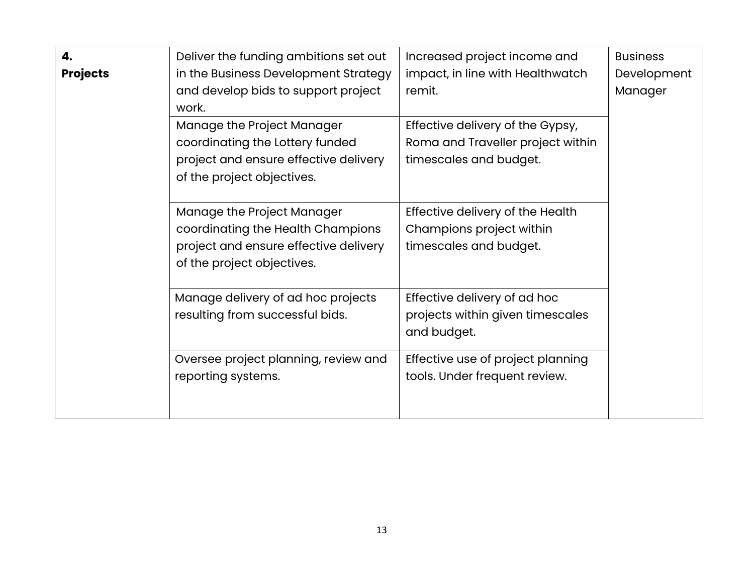| **4. Projects** | Deliver the funding ambitions set out in the Business Development Strategy and develop bids to support project work. | Increased project income and impact, in line with Healthwatch remit. | Business Development Manager |
|---|---|---|---|
| | Manage the Project Manager coordinating the Lottery funded project and ensure effective delivery of the project objectives. | Effective delivery of the Gypsy, Roma and Traveller project within timescales and budget. | |
| | Manage the Project Manager coordinating the Health Champions project and ensure effective delivery of the project objectives. | Effective delivery of the Health Champions project within timescales and budget. | |
| | Manage delivery of ad hoc projects resulting from successful bids. | Effective delivery of ad hoc projects within given timescales and budget. | |
| | Oversee project planning, review and reporting systems. | Effective use of project planning tools. Under frequent review. | |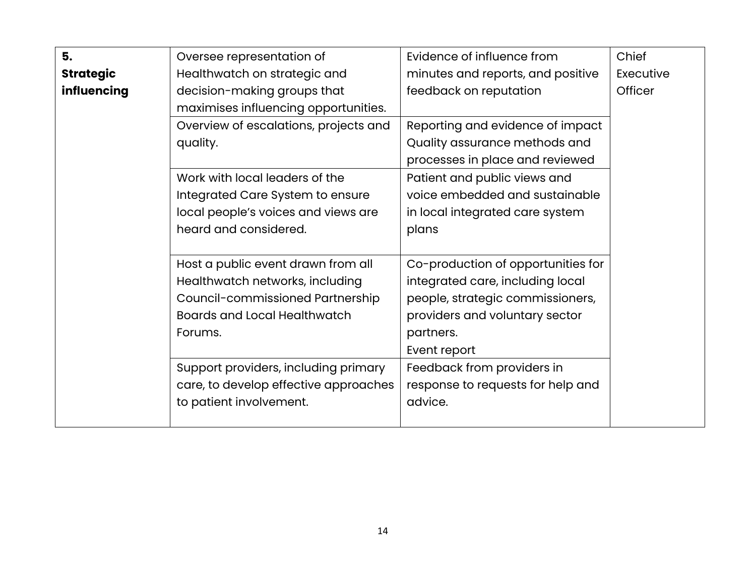| | | | |
|---|---|---|---|
| **5. Strategic influencing** | Oversee representation of Healthwatch on strategic and decision-making groups that maximises influencing opportunities. | Evidence of influence from minutes and reports, and positive feedback on reputation | Chief Executive Officer |
| | Overview of escalations, projects and quality. | Reporting and evidence of impact Quality assurance methods and processes in place and reviewed | |
| | Work with local leaders of the Integrated Care System to ensure local people's voices and views are heard and considered. | Patient and public views and voice embedded and sustainable in local integrated care system plans | |
| | Host a public event drawn from all Healthwatch networks, including Council-commissioned Partnership Boards and Local Healthwatch Forums. | Co-production of opportunities for integrated care, including local people, strategic commissioners, providers and voluntary sector partners.<br>Event report | |
| | Support providers, including primary care, to develop effective approaches to patient involvement. | Feedback from providers in response to requests for help and advice. | |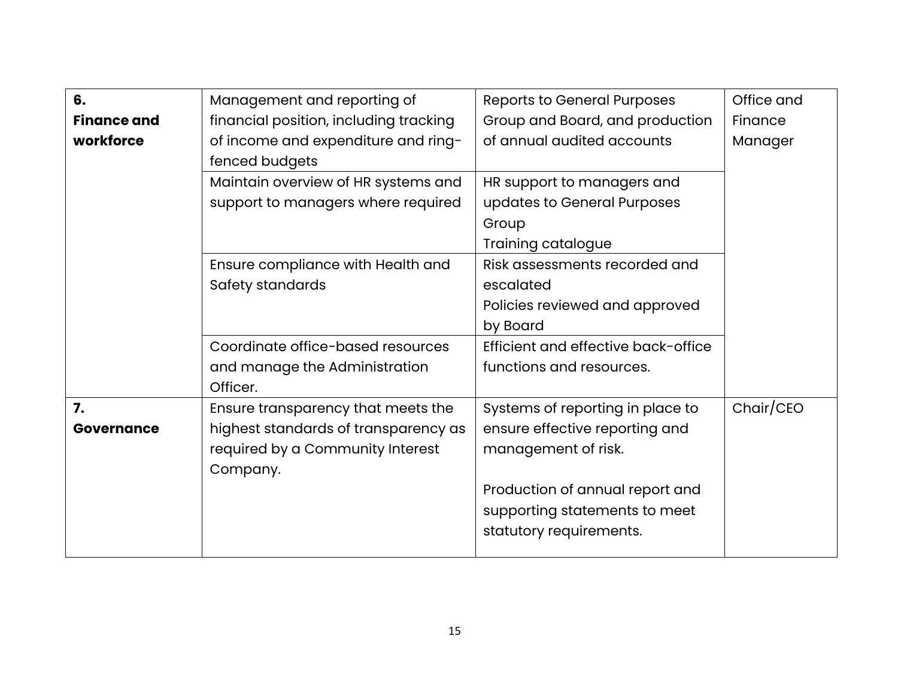| | | | |
|---|---|---|---|
| **6. Finance and workforce** | Management and reporting of financial position, including tracking of income and expenditure and ring-fenced budgets | Reports to General Purposes Group and Board, and production of annual audited accounts | Office and Finance Manager |
| | Maintain overview of HR systems and support to managers where required | HR support to managers and updates to General Purposes Group<br>Training catalogue | |
| | Ensure compliance with Health and Safety standards | Risk assessments recorded and escalated<br>Policies reviewed and approved by Board | |
| | Coordinate office-based resources and manage the Administration Officer. | Efficient and effective back-office functions and resources. | |
| **7. Governance** | Ensure transparency that meets the highest standards of transparency as required by a Community Interest Company. | Systems of reporting in place to ensure effective reporting and management of risk.<br><br>Production of annual report and supporting statements to meet statutory requirements. | Chair/CEO |